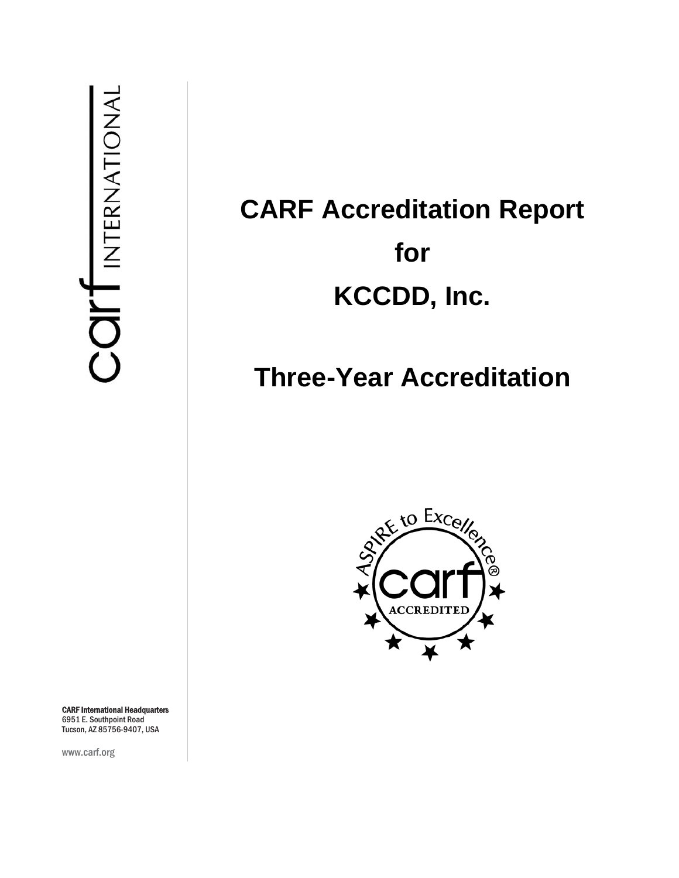# CARF Accreditation Report for KCCDD, Inc.

## Three-Year Accreditation

**CARF International Headquarters**
6951 E. Southpoint Road
Tucson, AZ 85756-9407, USA

www.carf.org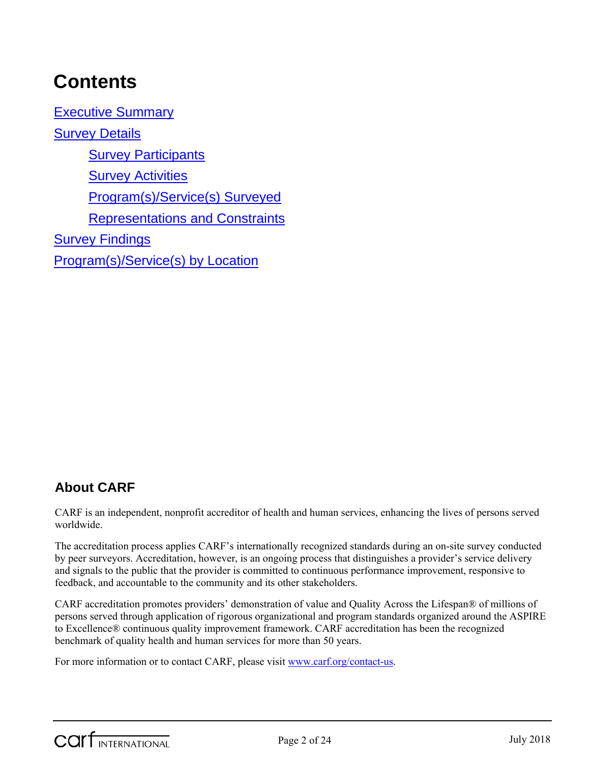# Contents

- Executive Summary
- Survey Details
  - Survey Participants
  - Survey Activities
  - Program(s)/Service(s) Surveyed
  - Representations and Constraints
- Survey Findings
- Program(s)/Service(s) by Location

## About CARF

CARF is an independent, nonprofit accreditor of health and human services, enhancing the lives of persons served worldwide.

The accreditation process applies CARF's internationally recognized standards during an on-site survey conducted by peer surveyors. Accreditation, however, is an ongoing process that distinguishes a provider's service delivery and signals to the public that the provider is committed to continuous performance improvement, responsive to feedback, and accountable to the community and its other stakeholders.

CARF accreditation promotes providers' demonstration of value and Quality Across the Lifespan® of millions of persons served through application of rigorous organizational and program standards organized around the ASPIRE to Excellence® continuous quality improvement framework. CARF accreditation has been the recognized benchmark of quality health and human services for more than 50 years.

For more information or to contact CARF, please visit www.carf.org/contact-us.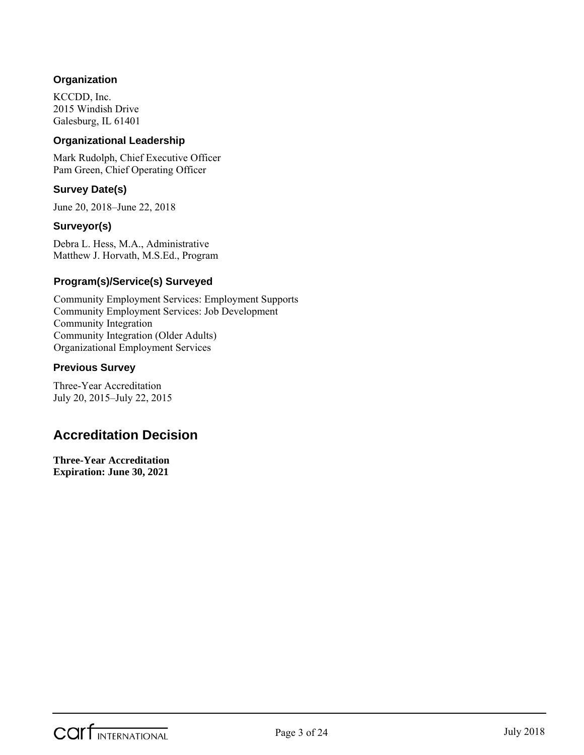### Organization

KCCDD, Inc.
2015 Windish Drive
Galesburg, IL 61401

### Organizational Leadership

Mark Rudolph, Chief Executive Officer
Pam Green, Chief Operating Officer

### Survey Date(s)

June 20, 2018–June 22, 2018

### Surveyor(s)

Debra L. Hess, M.A., Administrative
Matthew J. Horvath, M.S.Ed., Program

### Program(s)/Service(s) Surveyed

Community Employment Services: Employment Supports
Community Employment Services: Job Development
Community Integration
Community Integration (Older Adults)
Organizational Employment Services

### Previous Survey

Three-Year Accreditation
July 20, 2015–July 22, 2015

## Accreditation Decision

**Three-Year Accreditation**
**Expiration: June 30, 2021**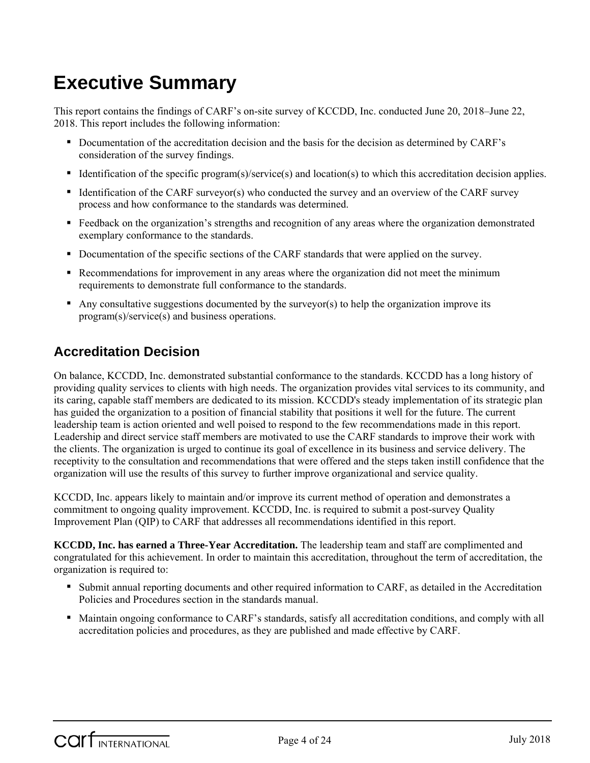# Executive Summary

This report contains the findings of CARF's on-site survey of KCCDD, Inc. conducted June 20, 2018–June 22, 2018. This report includes the following information:

- Documentation of the accreditation decision and the basis for the decision as determined by CARF's consideration of the survey findings.
- Identification of the specific program(s)/service(s) and location(s) to which this accreditation decision applies.
- Identification of the CARF surveyor(s) who conducted the survey and an overview of the CARF survey process and how conformance to the standards was determined.
- Feedback on the organization's strengths and recognition of any areas where the organization demonstrated exemplary conformance to the standards.
- Documentation of the specific sections of the CARF standards that were applied on the survey.
- Recommendations for improvement in any areas where the organization did not meet the minimum requirements to demonstrate full conformance to the standards.
- Any consultative suggestions documented by the surveyor(s) to help the organization improve its program(s)/service(s) and business operations.

## Accreditation Decision

On balance, KCCDD, Inc. demonstrated substantial conformance to the standards. KCCDD has a long history of providing quality services to clients with high needs. The organization provides vital services to its community, and its caring, capable staff members are dedicated to its mission. KCCDD's steady implementation of its strategic plan has guided the organization to a position of financial stability that positions it well for the future. The current leadership team is action oriented and well poised to respond to the few recommendations made in this report. Leadership and direct service staff members are motivated to use the CARF standards to improve their work with the clients. The organization is urged to continue its goal of excellence in its business and service delivery. The receptivity to the consultation and recommendations that were offered and the steps taken instill confidence that the organization will use the results of this survey to further improve organizational and service quality.

KCCDD, Inc. appears likely to maintain and/or improve its current method of operation and demonstrates a commitment to ongoing quality improvement. KCCDD, Inc. is required to submit a post-survey Quality Improvement Plan (QIP) to CARF that addresses all recommendations identified in this report.

**KCCDD, Inc. has earned a Three-Year Accreditation.** The leadership team and staff are complimented and congratulated for this achievement. In order to maintain this accreditation, throughout the term of accreditation, the organization is required to:

- Submit annual reporting documents and other required information to CARF, as detailed in the Accreditation Policies and Procedures section in the standards manual.
- Maintain ongoing conformance to CARF's standards, satisfy all accreditation conditions, and comply with all accreditation policies and procedures, as they are published and made effective by CARF.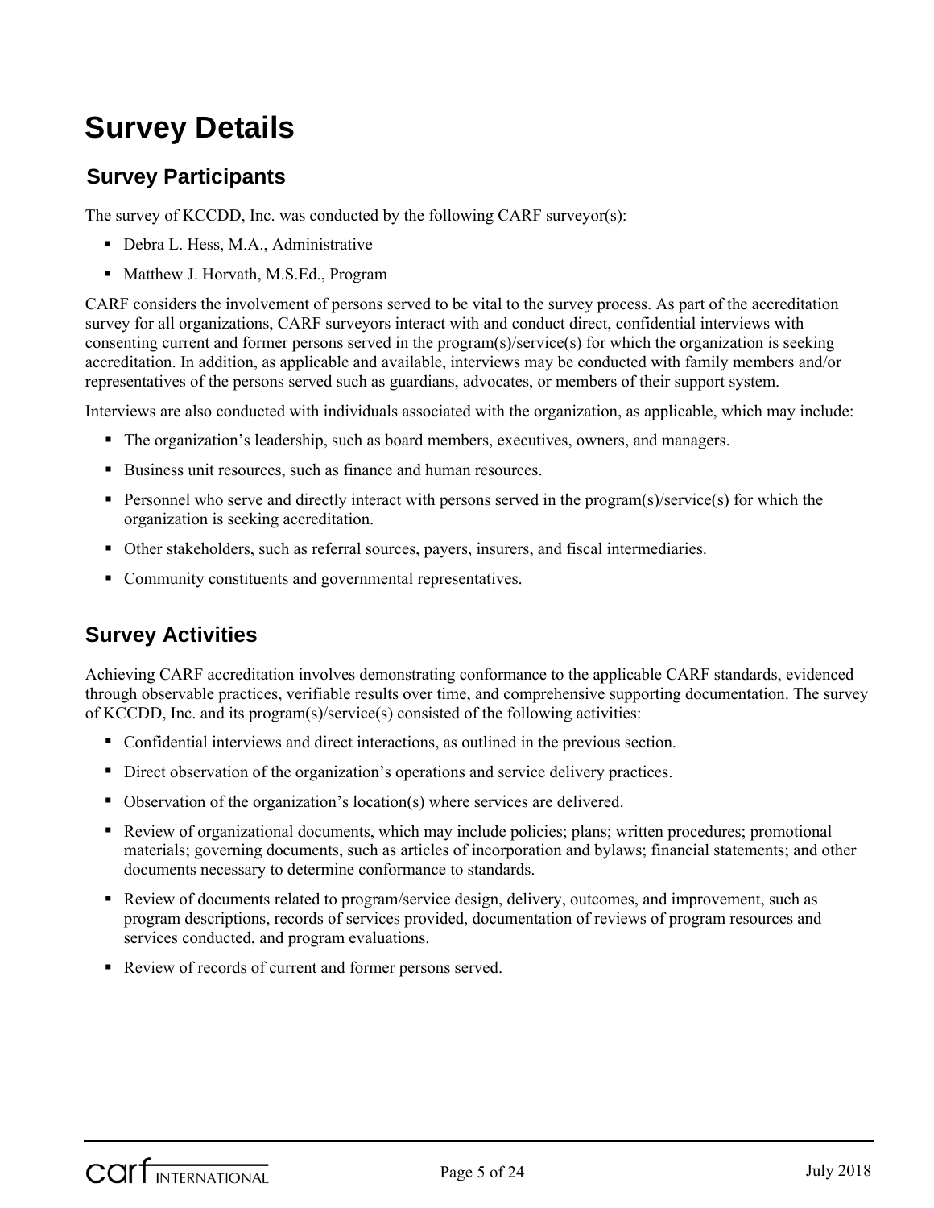# Survey Details

## Survey Participants

The survey of KCCDD, Inc. was conducted by the following CARF surveyor(s):

- Debra L. Hess, M.A., Administrative
- Matthew J. Horvath, M.S.Ed., Program

CARF considers the involvement of persons served to be vital to the survey process. As part of the accreditation survey for all organizations, CARF surveyors interact with and conduct direct, confidential interviews with consenting current and former persons served in the program(s)/service(s) for which the organization is seeking accreditation. In addition, as applicable and available, interviews may be conducted with family members and/or representatives of the persons served such as guardians, advocates, or members of their support system.

Interviews are also conducted with individuals associated with the organization, as applicable, which may include:

- The organization's leadership, such as board members, executives, owners, and managers.
- Business unit resources, such as finance and human resources.
- Personnel who serve and directly interact with persons served in the program(s)/service(s) for which the organization is seeking accreditation.
- Other stakeholders, such as referral sources, payers, insurers, and fiscal intermediaries.
- Community constituents and governmental representatives.

## Survey Activities

Achieving CARF accreditation involves demonstrating conformance to the applicable CARF standards, evidenced through observable practices, verifiable results over time, and comprehensive supporting documentation. The survey of KCCDD, Inc. and its program(s)/service(s) consisted of the following activities:

- Confidential interviews and direct interactions, as outlined in the previous section.
- Direct observation of the organization's operations and service delivery practices.
- Observation of the organization's location(s) where services are delivered.
- Review of organizational documents, which may include policies; plans; written procedures; promotional materials; governing documents, such as articles of incorporation and bylaws; financial statements; and other documents necessary to determine conformance to standards.
- Review of documents related to program/service design, delivery, outcomes, and improvement, such as program descriptions, records of services provided, documentation of reviews of program resources and services conducted, and program evaluations.
- Review of records of current and former persons served.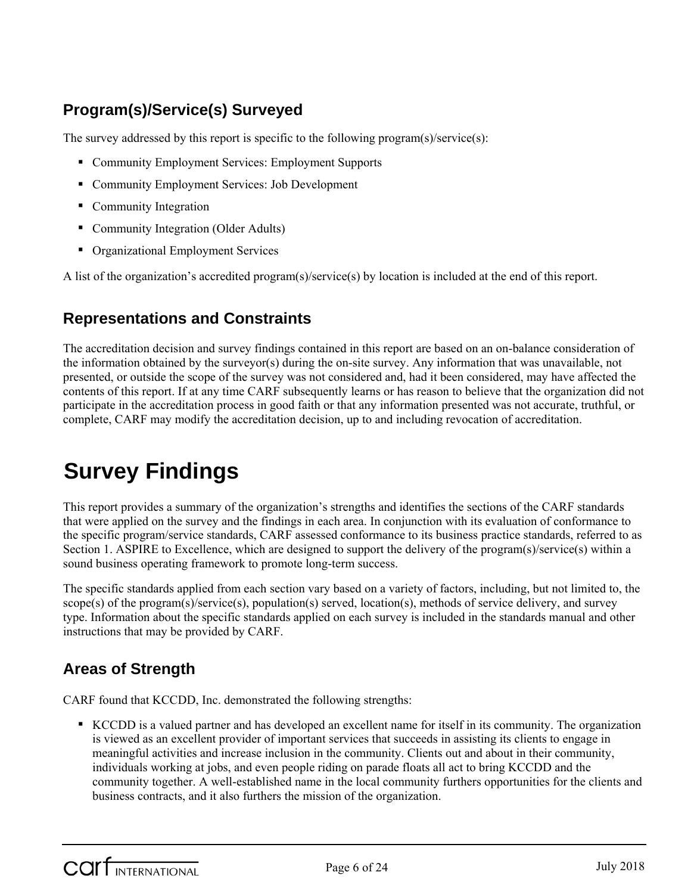## Program(s)/Service(s) Surveyed

The survey addressed by this report is specific to the following program(s)/service(s):

- Community Employment Services: Employment Supports
- Community Employment Services: Job Development
- Community Integration
- Community Integration (Older Adults)
- Organizational Employment Services

A list of the organization's accredited program(s)/service(s) by location is included at the end of this report.

## Representations and Constraints

The accreditation decision and survey findings contained in this report are based on an on-balance consideration of the information obtained by the surveyor(s) during the on-site survey. Any information that was unavailable, not presented, or outside the scope of the survey was not considered and, had it been considered, may have affected the contents of this report. If at any time CARF subsequently learns or has reason to believe that the organization did not participate in the accreditation process in good faith or that any information presented was not accurate, truthful, or complete, CARF may modify the accreditation decision, up to and including revocation of accreditation.

# Survey Findings

This report provides a summary of the organization's strengths and identifies the sections of the CARF standards that were applied on the survey and the findings in each area. In conjunction with its evaluation of conformance to the specific program/service standards, CARF assessed conformance to its business practice standards, referred to as Section 1. ASPIRE to Excellence, which are designed to support the delivery of the program(s)/service(s) within a sound business operating framework to promote long-term success.

The specific standards applied from each section vary based on a variety of factors, including, but not limited to, the scope(s) of the program(s)/service(s), population(s) served, location(s), methods of service delivery, and survey type. Information about the specific standards applied on each survey is included in the standards manual and other instructions that may be provided by CARF.

## Areas of Strength

CARF found that KCCDD, Inc. demonstrated the following strengths:

- KCCDD is a valued partner and has developed an excellent name for itself in its community. The organization is viewed as an excellent provider of important services that succeeds in assisting its clients to engage in meaningful activities and increase inclusion in the community. Clients out and about in their community, individuals working at jobs, and even people riding on parade floats all act to bring KCCDD and the community together. A well-established name in the local community furthers opportunities for the clients and business contracts, and it also furthers the mission of the organization.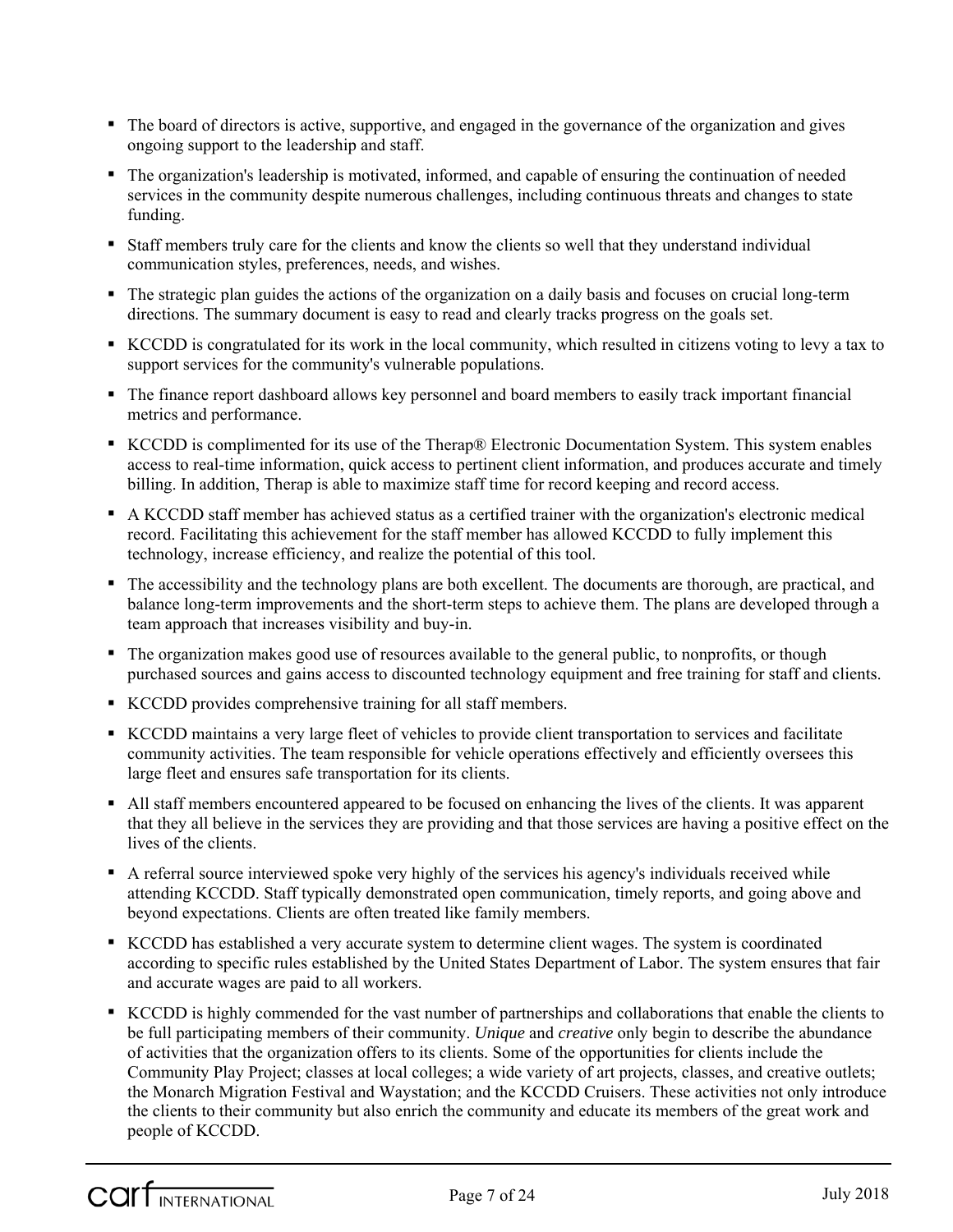- The board of directors is active, supportive, and engaged in the governance of the organization and gives ongoing support to the leadership and staff.
- The organization's leadership is motivated, informed, and capable of ensuring the continuation of needed services in the community despite numerous challenges, including continuous threats and changes to state funding.
- Staff members truly care for the clients and know the clients so well that they understand individual communication styles, preferences, needs, and wishes.
- The strategic plan guides the actions of the organization on a daily basis and focuses on crucial long-term directions. The summary document is easy to read and clearly tracks progress on the goals set.
- KCCDD is congratulated for its work in the local community, which resulted in citizens voting to levy a tax to support services for the community's vulnerable populations.
- The finance report dashboard allows key personnel and board members to easily track important financial metrics and performance.
- KCCDD is complimented for its use of the Therap® Electronic Documentation System. This system enables access to real-time information, quick access to pertinent client information, and produces accurate and timely billing. In addition, Therap is able to maximize staff time for record keeping and record access.
- A KCCDD staff member has achieved status as a certified trainer with the organization's electronic medical record. Facilitating this achievement for the staff member has allowed KCCDD to fully implement this technology, increase efficiency, and realize the potential of this tool.
- The accessibility and the technology plans are both excellent. The documents are thorough, are practical, and balance long-term improvements and the short-term steps to achieve them. The plans are developed through a team approach that increases visibility and buy-in.
- The organization makes good use of resources available to the general public, to nonprofits, or though purchased sources and gains access to discounted technology equipment and free training for staff and clients.
- KCCDD provides comprehensive training for all staff members.
- KCCDD maintains a very large fleet of vehicles to provide client transportation to services and facilitate community activities. The team responsible for vehicle operations effectively and efficiently oversees this large fleet and ensures safe transportation for its clients.
- All staff members encountered appeared to be focused on enhancing the lives of the clients. It was apparent that they all believe in the services they are providing and that those services are having a positive effect on the lives of the clients.
- A referral source interviewed spoke very highly of the services his agency's individuals received while attending KCCDD. Staff typically demonstrated open communication, timely reports, and going above and beyond expectations. Clients are often treated like family members.
- KCCDD has established a very accurate system to determine client wages. The system is coordinated according to specific rules established by the United States Department of Labor. The system ensures that fair and accurate wages are paid to all workers.
- KCCDD is highly commended for the vast number of partnerships and collaborations that enable the clients to be full participating members of their community. *Unique* and *creative* only begin to describe the abundance of activities that the organization offers to its clients. Some of the opportunities for clients include the Community Play Project; classes at local colleges; a wide variety of art projects, classes, and creative outlets; the Monarch Migration Festival and Waystation; and the KCCDD Cruisers. These activities not only introduce the clients to their community but also enrich the community and educate its members of the great work and people of KCCDD.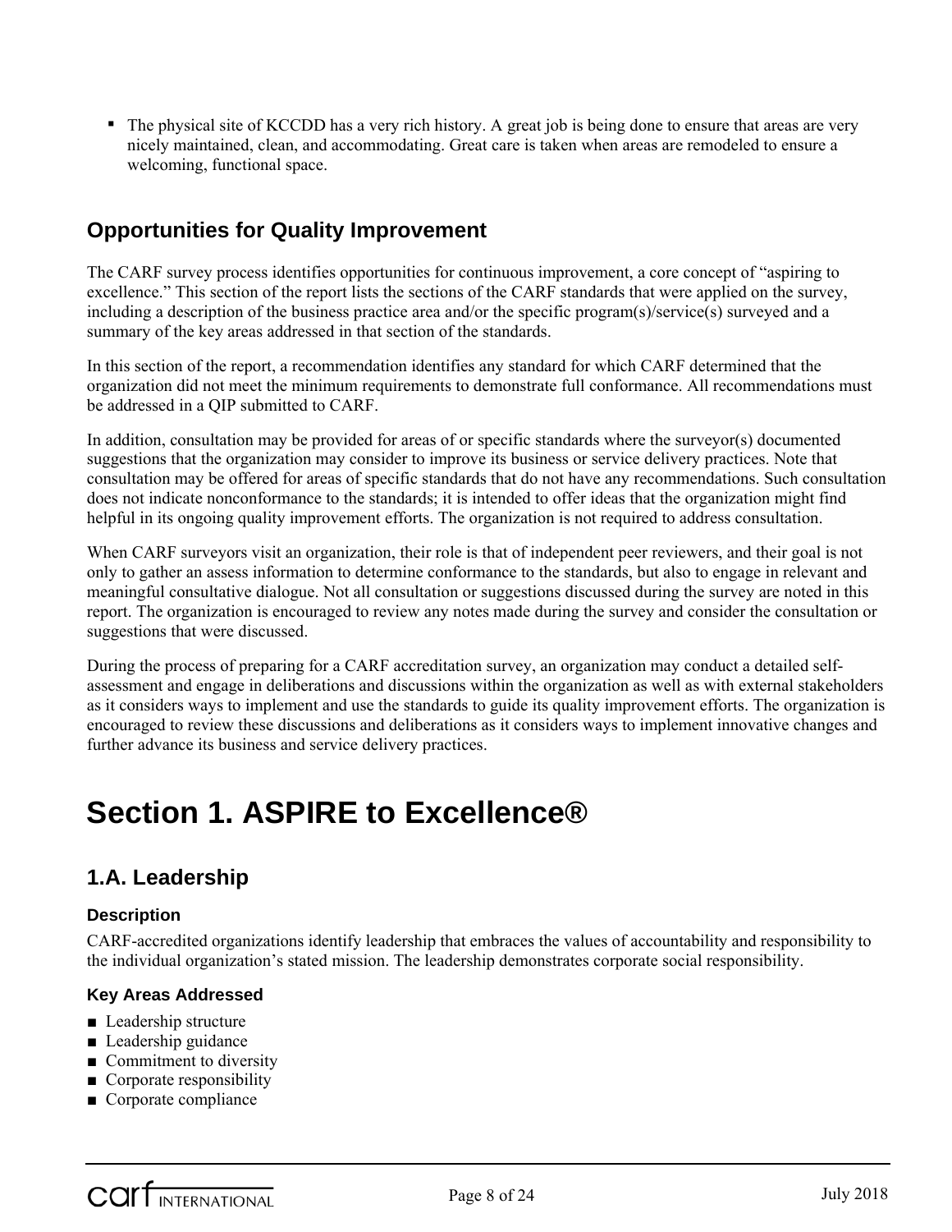- The physical site of KCCDD has a very rich history. A great job is being done to ensure that areas are very nicely maintained, clean, and accommodating. Great care is taken when areas are remodeled to ensure a welcoming, functional space.

## Opportunities for Quality Improvement

The CARF survey process identifies opportunities for continuous improvement, a core concept of "aspiring to excellence." This section of the report lists the sections of the CARF standards that were applied on the survey, including a description of the business practice area and/or the specific program(s)/service(s) surveyed and a summary of the key areas addressed in that section of the standards.

In this section of the report, a recommendation identifies any standard for which CARF determined that the organization did not meet the minimum requirements to demonstrate full conformance. All recommendations must be addressed in a QIP submitted to CARF.

In addition, consultation may be provided for areas of or specific standards where the surveyor(s) documented suggestions that the organization may consider to improve its business or service delivery practices. Note that consultation may be offered for areas of specific standards that do not have any recommendations. Such consultation does not indicate nonconformance to the standards; it is intended to offer ideas that the organization might find helpful in its ongoing quality improvement efforts. The organization is not required to address consultation.

When CARF surveyors visit an organization, their role is that of independent peer reviewers, and their goal is not only to gather an assess information to determine conformance to the standards, but also to engage in relevant and meaningful consultative dialogue. Not all consultation or suggestions discussed during the survey are noted in this report. The organization is encouraged to review any notes made during the survey and consider the consultation or suggestions that were discussed.

During the process of preparing for a CARF accreditation survey, an organization may conduct a detailed self-assessment and engage in deliberations and discussions within the organization as well as with external stakeholders as it considers ways to implement and use the standards to guide its quality improvement efforts. The organization is encouraged to review these discussions and deliberations as it considers ways to implement innovative changes and further advance its business and service delivery practices.

# Section 1. ASPIRE to Excellence®

## 1.A. Leadership

### Description

CARF-accredited organizations identify leadership that embraces the values of accountability and responsibility to the individual organization's stated mission. The leadership demonstrates corporate social responsibility.

### Key Areas Addressed

- Leadership structure
- Leadership guidance
- Commitment to diversity
- Corporate responsibility
- Corporate compliance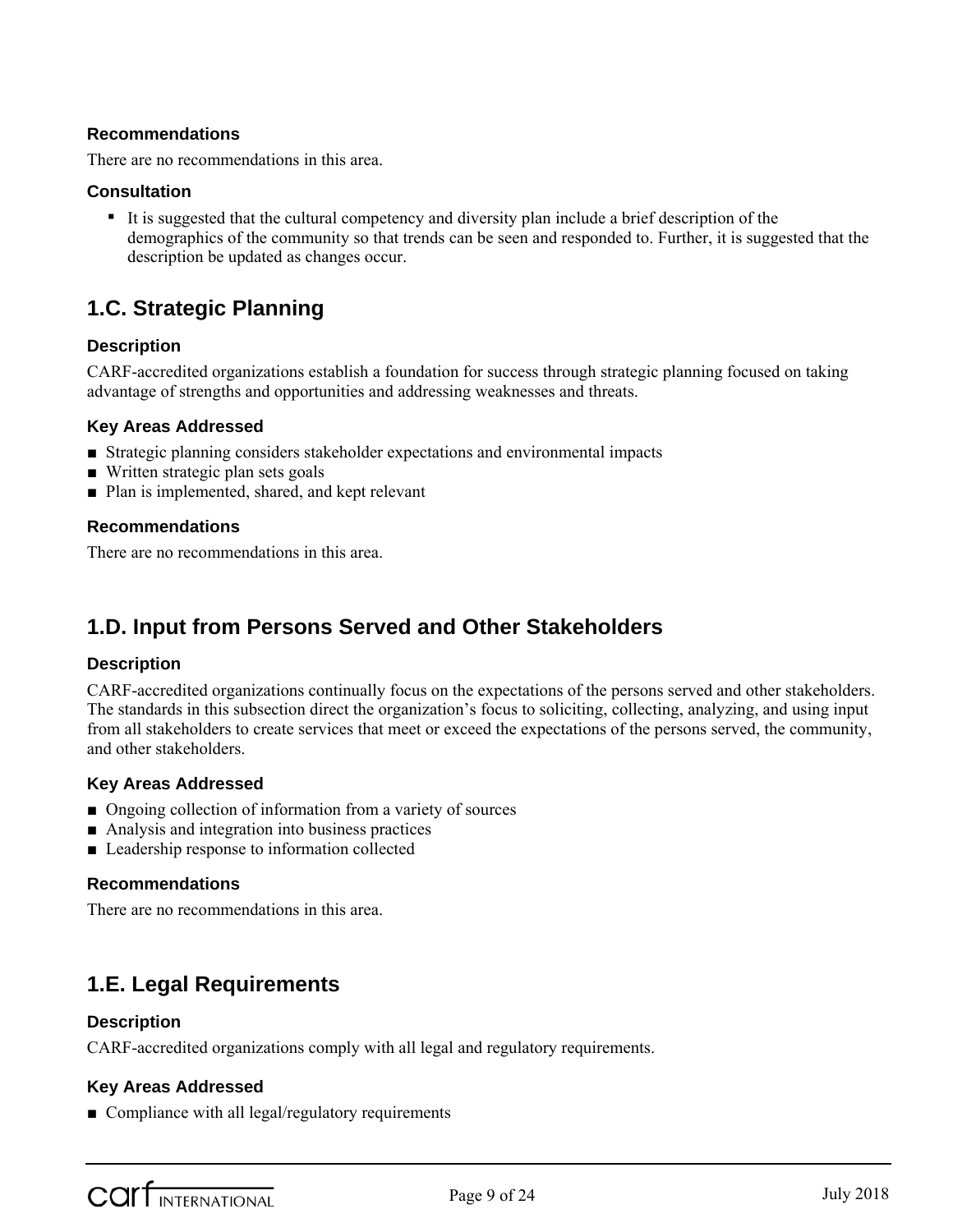### Recommendations

There are no recommendations in this area.

### Consultation

- It is suggested that the cultural competency and diversity plan include a brief description of the demographics of the community so that trends can be seen and responded to. Further, it is suggested that the description be updated as changes occur.

## 1.C. Strategic Planning

### Description

CARF-accredited organizations establish a foundation for success through strategic planning focused on taking advantage of strengths and opportunities and addressing weaknesses and threats.

### Key Areas Addressed

- Strategic planning considers stakeholder expectations and environmental impacts
- Written strategic plan sets goals
- Plan is implemented, shared, and kept relevant

### Recommendations

There are no recommendations in this area.

## 1.D. Input from Persons Served and Other Stakeholders

### Description

CARF-accredited organizations continually focus on the expectations of the persons served and other stakeholders. The standards in this subsection direct the organization's focus to soliciting, collecting, analyzing, and using input from all stakeholders to create services that meet or exceed the expectations of the persons served, the community, and other stakeholders.

### Key Areas Addressed

- Ongoing collection of information from a variety of sources
- Analysis and integration into business practices
- Leadership response to information collected

### Recommendations

There are no recommendations in this area.

## 1.E. Legal Requirements

### Description

CARF-accredited organizations comply with all legal and regulatory requirements.

### Key Areas Addressed

- Compliance with all legal/regulatory requirements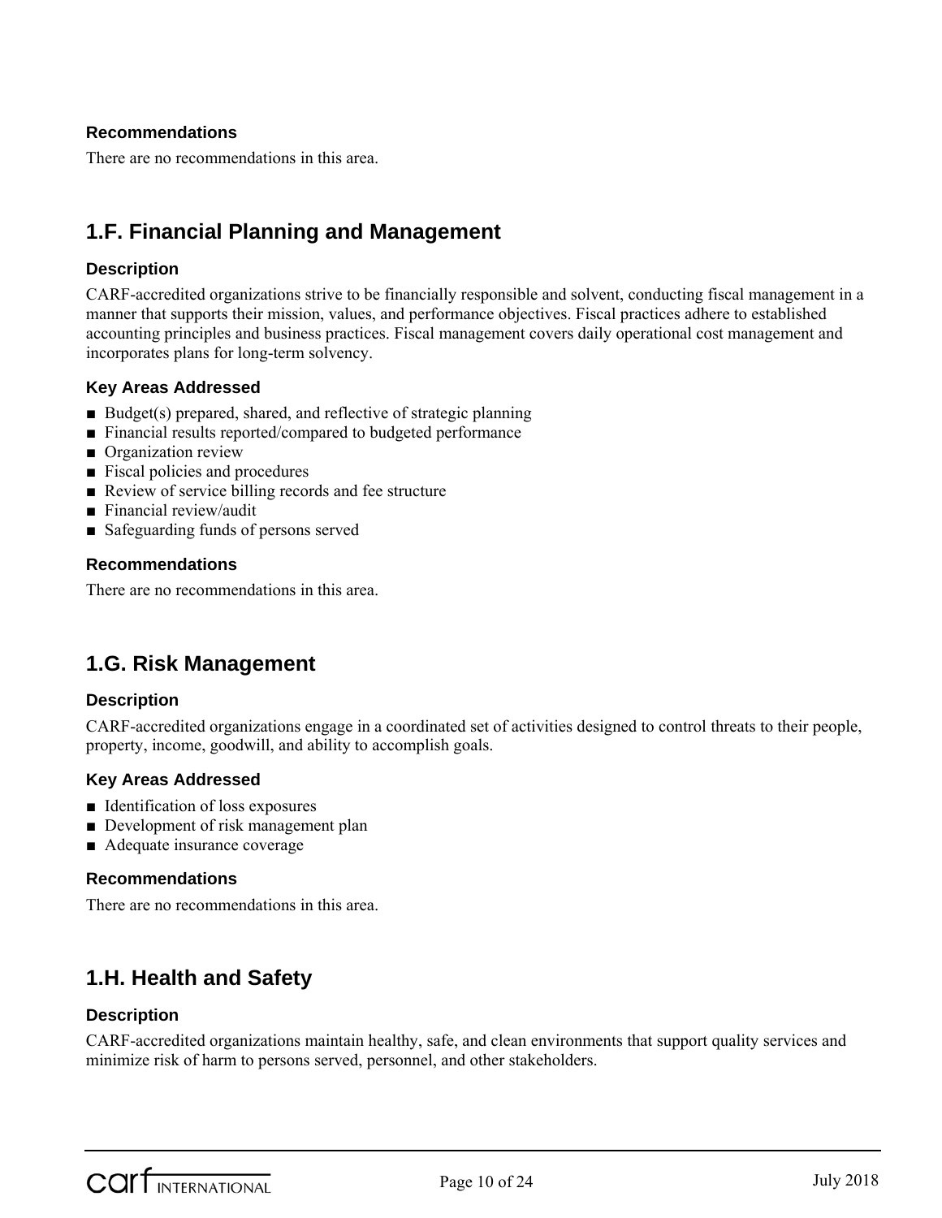#### Recommendations

There are no recommendations in this area.

## 1.F. Financial Planning and Management

#### Description

CARF-accredited organizations strive to be financially responsible and solvent, conducting fiscal management in a manner that supports their mission, values, and performance objectives. Fiscal practices adhere to established accounting principles and business practices. Fiscal management covers daily operational cost management and incorporates plans for long-term solvency.

#### Key Areas Addressed

- Budget(s) prepared, shared, and reflective of strategic planning
- Financial results reported/compared to budgeted performance
- Organization review
- Fiscal policies and procedures
- Review of service billing records and fee structure
- Financial review/audit
- Safeguarding funds of persons served

#### Recommendations

There are no recommendations in this area.

## 1.G. Risk Management

#### Description

CARF-accredited organizations engage in a coordinated set of activities designed to control threats to their people, property, income, goodwill, and ability to accomplish goals.

#### Key Areas Addressed

- Identification of loss exposures
- Development of risk management plan
- Adequate insurance coverage

#### Recommendations

There are no recommendations in this area.

## 1.H. Health and Safety

#### Description

CARF-accredited organizations maintain healthy, safe, and clean environments that support quality services and minimize risk of harm to persons served, personnel, and other stakeholders.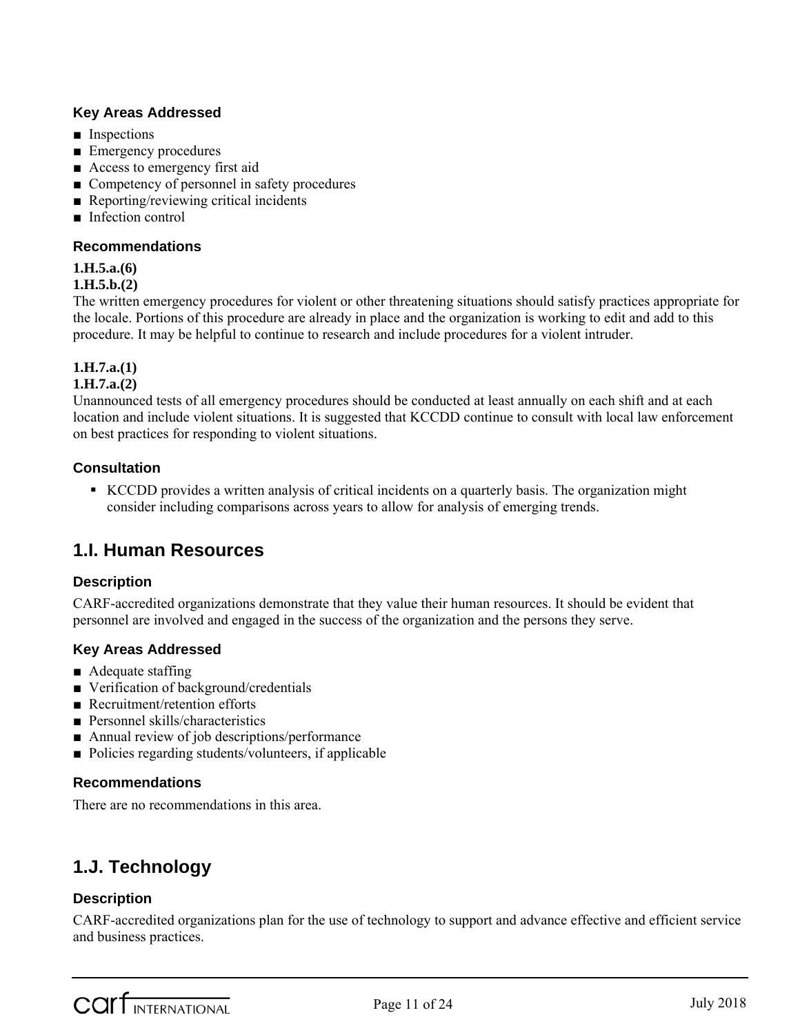### Key Areas Addressed

- Inspections
- Emergency procedures
- Access to emergency first aid
- Competency of personnel in safety procedures
- Reporting/reviewing critical incidents
- Infection control

### Recommendations

**1.H.5.a.(6)**
**1.H.5.b.(2)**
The written emergency procedures for violent or other threatening situations should satisfy practices appropriate for the locale. Portions of this procedure are already in place and the organization is working to edit and add to this procedure. It may be helpful to continue to research and include procedures for a violent intruder.

**1.H.7.a.(1)**
**1.H.7.a.(2)**
Unannounced tests of all emergency procedures should be conducted at least annually on each shift and at each location and include violent situations. It is suggested that KCCDD continue to consult with local law enforcement on best practices for responding to violent situations.

### Consultation

- KCCDD provides a written analysis of critical incidents on a quarterly basis. The organization might consider including comparisons across years to allow for analysis of emerging trends.

## 1.I. Human Resources

### Description

CARF-accredited organizations demonstrate that they value their human resources. It should be evident that personnel are involved and engaged in the success of the organization and the persons they serve.

### Key Areas Addressed

- Adequate staffing
- Verification of background/credentials
- Recruitment/retention efforts
- Personnel skills/characteristics
- Annual review of job descriptions/performance
- Policies regarding students/volunteers, if applicable

### Recommendations

There are no recommendations in this area.

## 1.J. Technology

### Description

CARF-accredited organizations plan for the use of technology to support and advance effective and efficient service and business practices.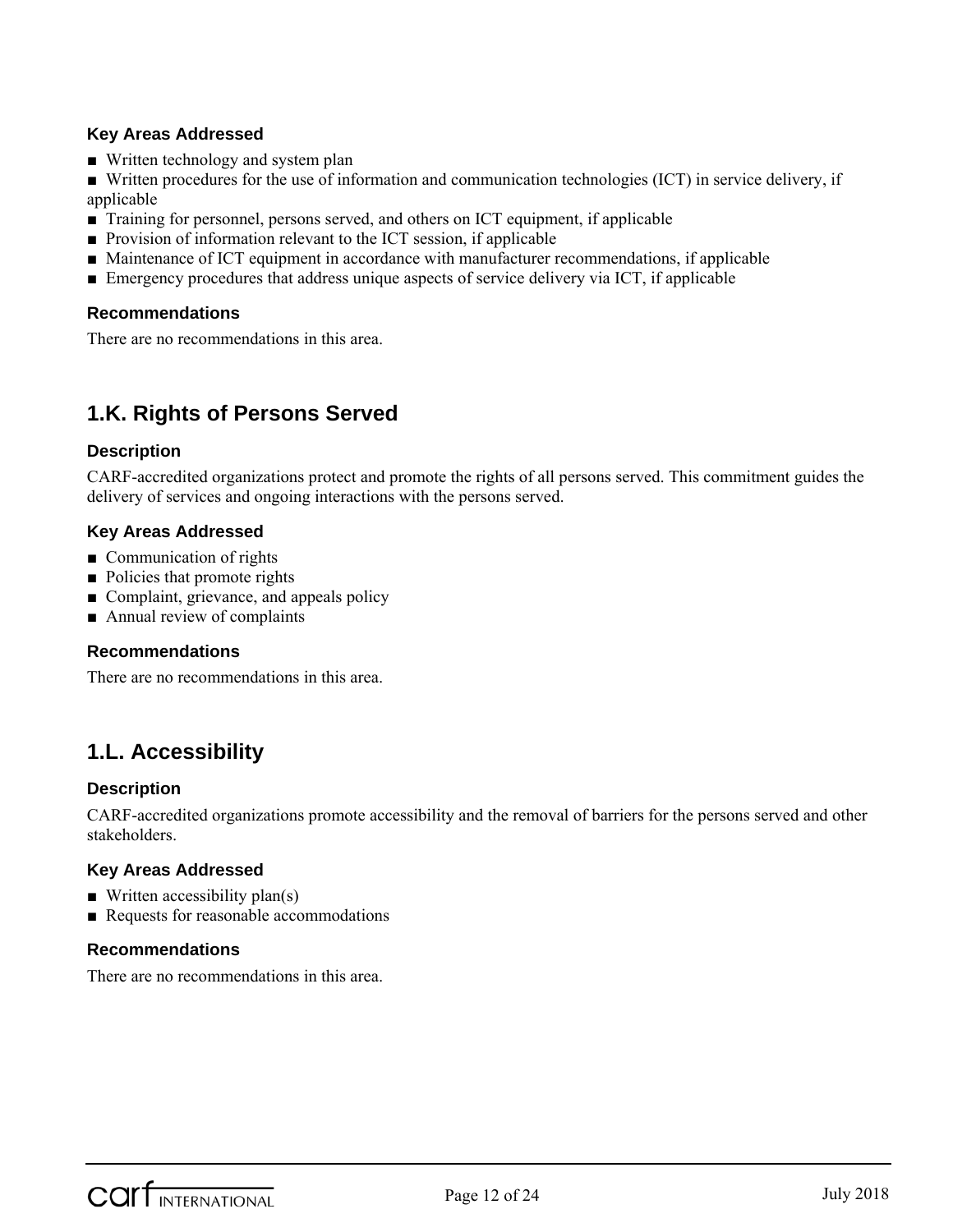### Key Areas Addressed

- Written technology and system plan
- Written procedures for the use of information and communication technologies (ICT) in service delivery, if applicable
- Training for personnel, persons served, and others on ICT equipment, if applicable
- Provision of information relevant to the ICT session, if applicable
- Maintenance of ICT equipment in accordance with manufacturer recommendations, if applicable
- Emergency procedures that address unique aspects of service delivery via ICT, if applicable

### Recommendations

There are no recommendations in this area.

## 1.K. Rights of Persons Served

### Description

CARF-accredited organizations protect and promote the rights of all persons served. This commitment guides the delivery of services and ongoing interactions with the persons served.

### Key Areas Addressed

- Communication of rights
- Policies that promote rights
- Complaint, grievance, and appeals policy
- Annual review of complaints

### Recommendations

There are no recommendations in this area.

## 1.L. Accessibility

### Description

CARF-accredited organizations promote accessibility and the removal of barriers for the persons served and other stakeholders.

### Key Areas Addressed

- Written accessibility plan(s)
- Requests for reasonable accommodations

### Recommendations

There are no recommendations in this area.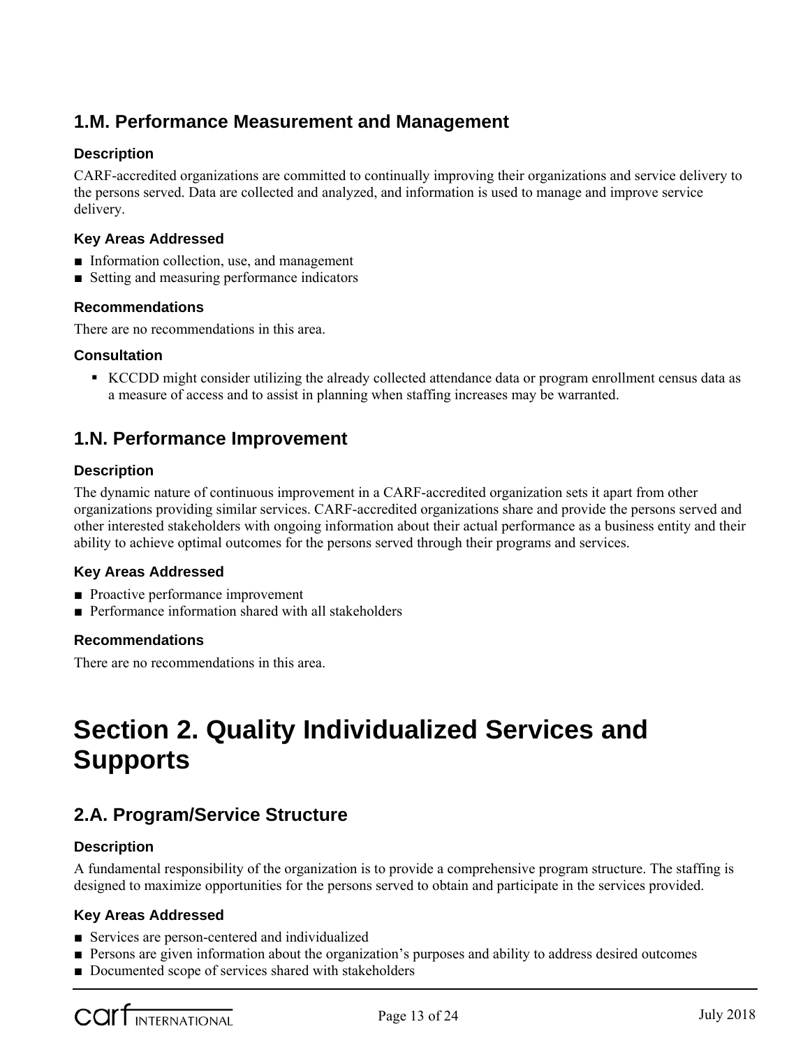## 1.M. Performance Measurement and Management

### Description

CARF-accredited organizations are committed to continually improving their organizations and service delivery to the persons served. Data are collected and analyzed, and information is used to manage and improve service delivery.

### Key Areas Addressed

- Information collection, use, and management
- Setting and measuring performance indicators

### Recommendations

There are no recommendations in this area.

### Consultation

- KCCDD might consider utilizing the already collected attendance data or program enrollment census data as a measure of access and to assist in planning when staffing increases may be warranted.

## 1.N. Performance Improvement

### Description

The dynamic nature of continuous improvement in a CARF-accredited organization sets it apart from other organizations providing similar services. CARF-accredited organizations share and provide the persons served and other interested stakeholders with ongoing information about their actual performance as a business entity and their ability to achieve optimal outcomes for the persons served through their programs and services.

### Key Areas Addressed

- Proactive performance improvement
- Performance information shared with all stakeholders

### Recommendations

There are no recommendations in this area.

# Section 2. Quality Individualized Services and Supports

## 2.A. Program/Service Structure

### Description

A fundamental responsibility of the organization is to provide a comprehensive program structure. The staffing is designed to maximize opportunities for the persons served to obtain and participate in the services provided.

### Key Areas Addressed

- Services are person-centered and individualized
- Persons are given information about the organization's purposes and ability to address desired outcomes
- Documented scope of services shared with stakeholders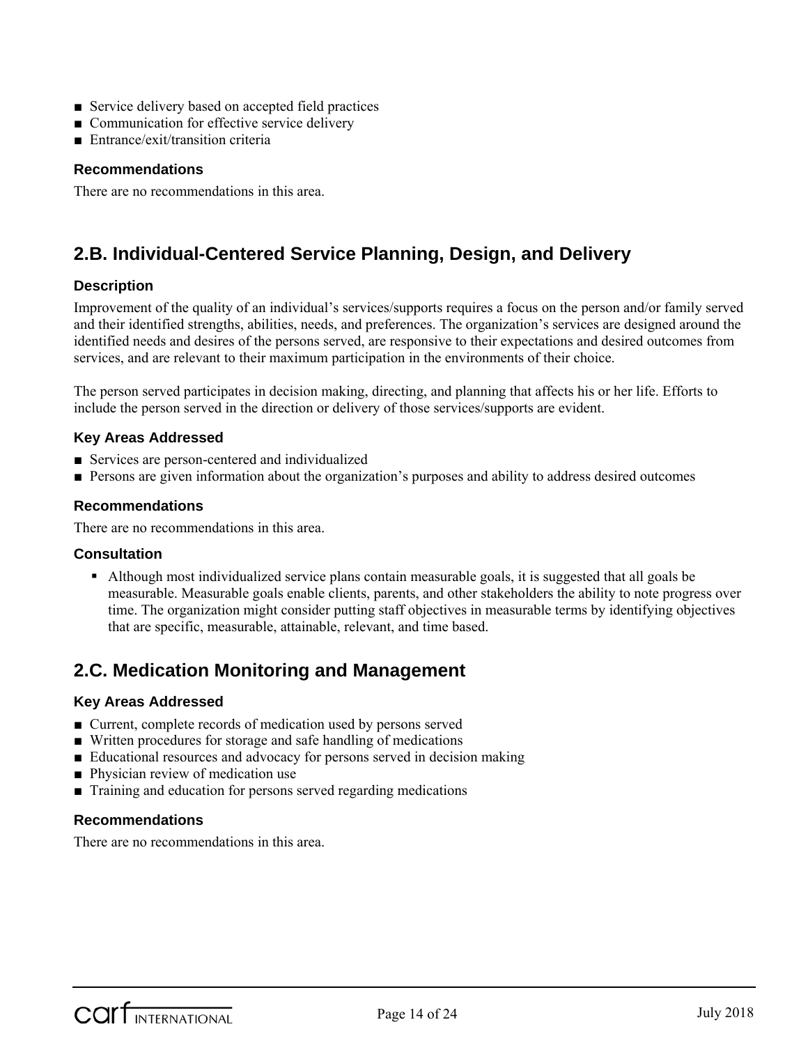- Service delivery based on accepted field practices
- Communication for effective service delivery
- Entrance/exit/transition criteria

### Recommendations

There are no recommendations in this area.

## 2.B. Individual-Centered Service Planning, Design, and Delivery

### Description

Improvement of the quality of an individual's services/supports requires a focus on the person and/or family served and their identified strengths, abilities, needs, and preferences. The organization's services are designed around the identified needs and desires of the persons served, are responsive to their expectations and desired outcomes from services, and are relevant to their maximum participation in the environments of their choice.

The person served participates in decision making, directing, and planning that affects his or her life. Efforts to include the person served in the direction or delivery of those services/supports are evident.

### Key Areas Addressed

- Services are person-centered and individualized
- Persons are given information about the organization's purposes and ability to address desired outcomes

### Recommendations

There are no recommendations in this area.

### Consultation

- Although most individualized service plans contain measurable goals, it is suggested that all goals be measurable. Measurable goals enable clients, parents, and other stakeholders the ability to note progress over time. The organization might consider putting staff objectives in measurable terms by identifying objectives that are specific, measurable, attainable, relevant, and time based.

## 2.C. Medication Monitoring and Management

### Key Areas Addressed

- Current, complete records of medication used by persons served
- Written procedures for storage and safe handling of medications
- Educational resources and advocacy for persons served in decision making
- Physician review of medication use
- Training and education for persons served regarding medications

### Recommendations

There are no recommendations in this area.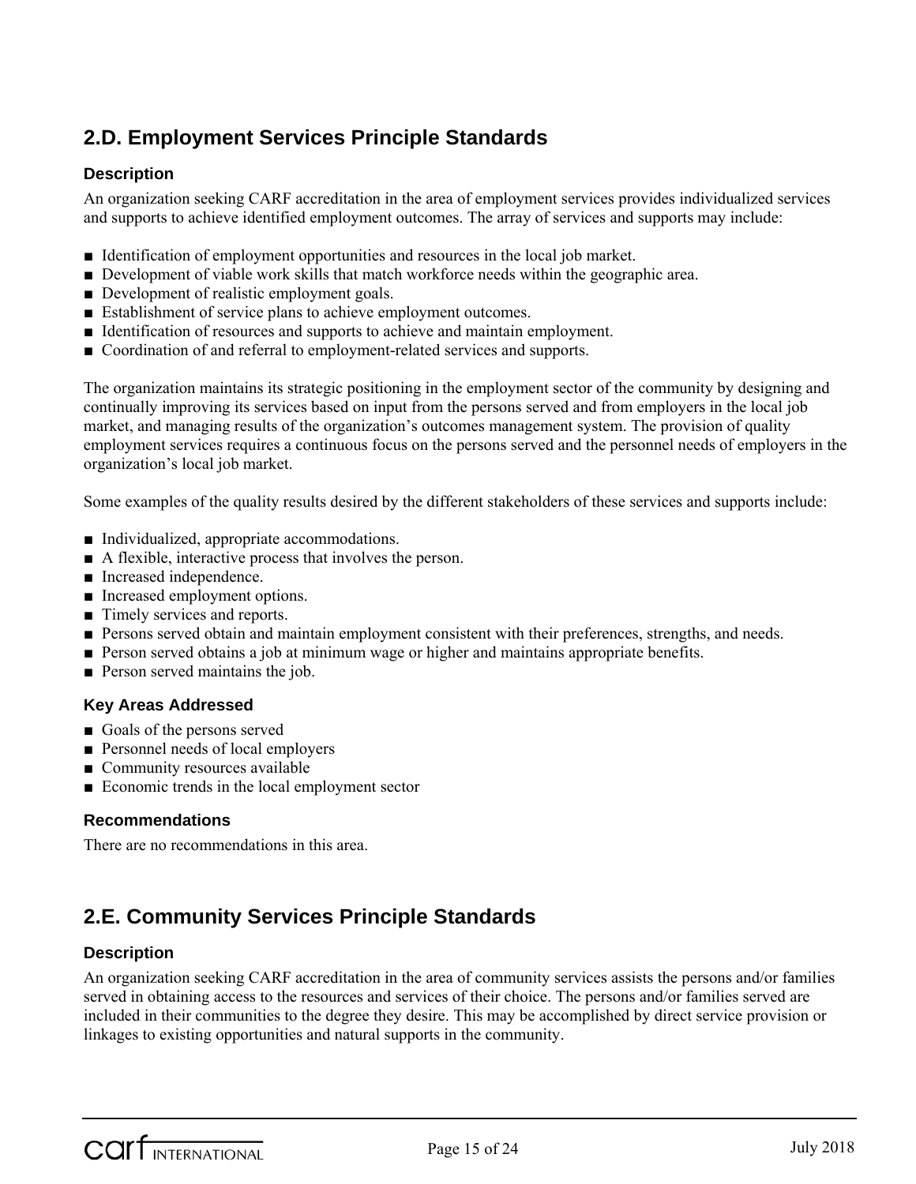## 2.D. Employment Services Principle Standards

### Description

An organization seeking CARF accreditation in the area of employment services provides individualized services and supports to achieve identified employment outcomes. The array of services and supports may include:

- Identification of employment opportunities and resources in the local job market.
- Development of viable work skills that match workforce needs within the geographic area.
- Development of realistic employment goals.
- Establishment of service plans to achieve employment outcomes.
- Identification of resources and supports to achieve and maintain employment.
- Coordination of and referral to employment-related services and supports.

The organization maintains its strategic positioning in the employment sector of the community by designing and continually improving its services based on input from the persons served and from employers in the local job market, and managing results of the organization's outcomes management system. The provision of quality employment services requires a continuous focus on the persons served and the personnel needs of employers in the organization's local job market.

Some examples of the quality results desired by the different stakeholders of these services and supports include:

- Individualized, appropriate accommodations.
- A flexible, interactive process that involves the person.
- Increased independence.
- Increased employment options.
- Timely services and reports.
- Persons served obtain and maintain employment consistent with their preferences, strengths, and needs.
- Person served obtains a job at minimum wage or higher and maintains appropriate benefits.
- Person served maintains the job.

### Key Areas Addressed

- Goals of the persons served
- Personnel needs of local employers
- Community resources available
- Economic trends in the local employment sector

### Recommendations

There are no recommendations in this area.

## 2.E. Community Services Principle Standards

### Description

An organization seeking CARF accreditation in the area of community services assists the persons and/or families served in obtaining access to the resources and services of their choice. The persons and/or families served are included in their communities to the degree they desire. This may be accomplished by direct service provision or linkages to existing opportunities and natural supports in the community.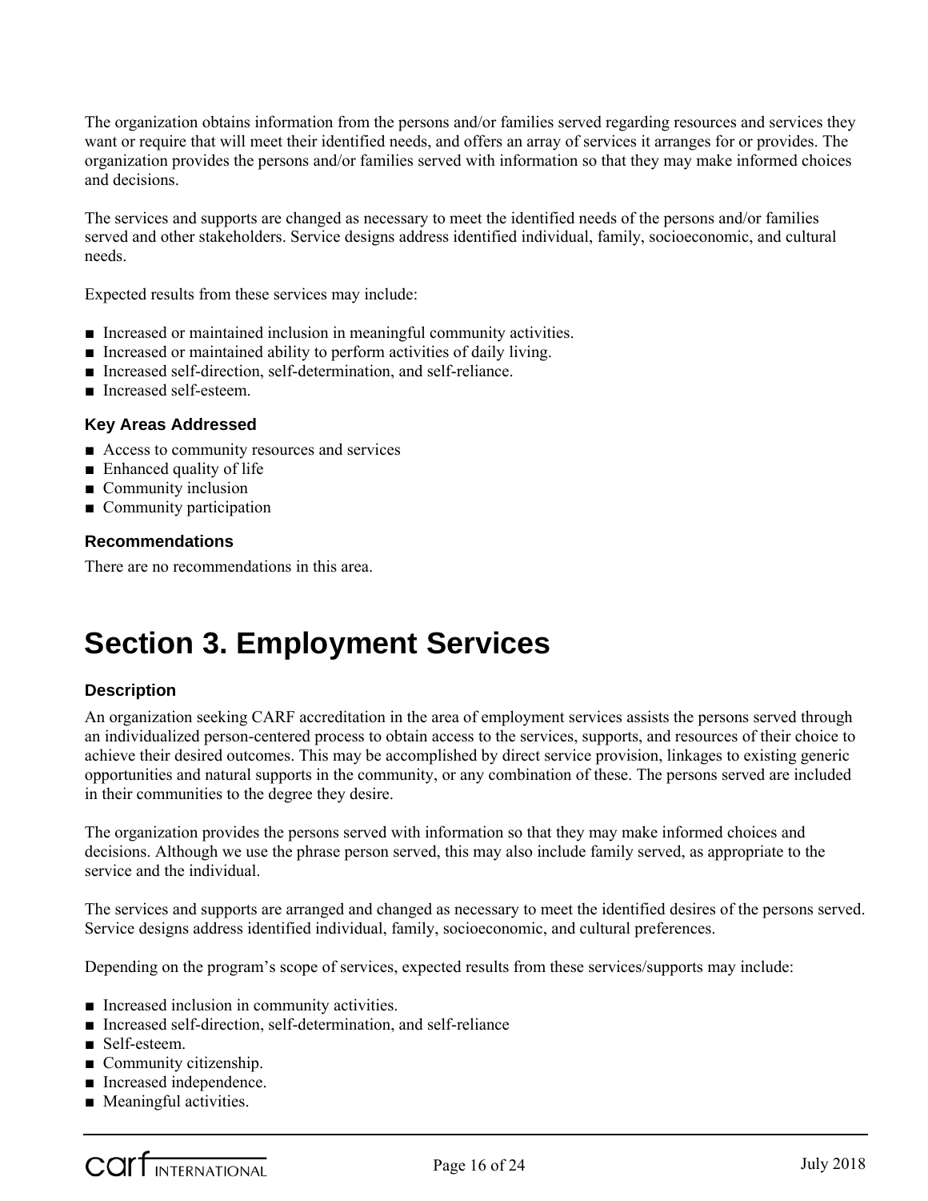The organization obtains information from the persons and/or families served regarding resources and services they want or require that will meet their identified needs, and offers an array of services it arranges for or provides. The organization provides the persons and/or families served with information so that they may make informed choices and decisions.

The services and supports are changed as necessary to meet the identified needs of the persons and/or families served and other stakeholders. Service designs address identified individual, family, socioeconomic, and cultural needs.

Expected results from these services may include:

- Increased or maintained inclusion in meaningful community activities.
- Increased or maintained ability to perform activities of daily living.
- Increased self-direction, self-determination, and self-reliance.
- Increased self-esteem.

### Key Areas Addressed

- Access to community resources and services
- Enhanced quality of life
- Community inclusion
- Community participation

### Recommendations

There are no recommendations in this area.

# Section 3. Employment Services

### Description

An organization seeking CARF accreditation in the area of employment services assists the persons served through an individualized person-centered process to obtain access to the services, supports, and resources of their choice to achieve their desired outcomes. This may be accomplished by direct service provision, linkages to existing generic opportunities and natural supports in the community, or any combination of these. The persons served are included in their communities to the degree they desire.

The organization provides the persons served with information so that they may make informed choices and decisions. Although we use the phrase person served, this may also include family served, as appropriate to the service and the individual.

The services and supports are arranged and changed as necessary to meet the identified desires of the persons served. Service designs address identified individual, family, socioeconomic, and cultural preferences.

Depending on the program's scope of services, expected results from these services/supports may include:

- Increased inclusion in community activities.
- Increased self-direction, self-determination, and self-reliance
- Self-esteem.
- Community citizenship.
- Increased independence.
- Meaningful activities.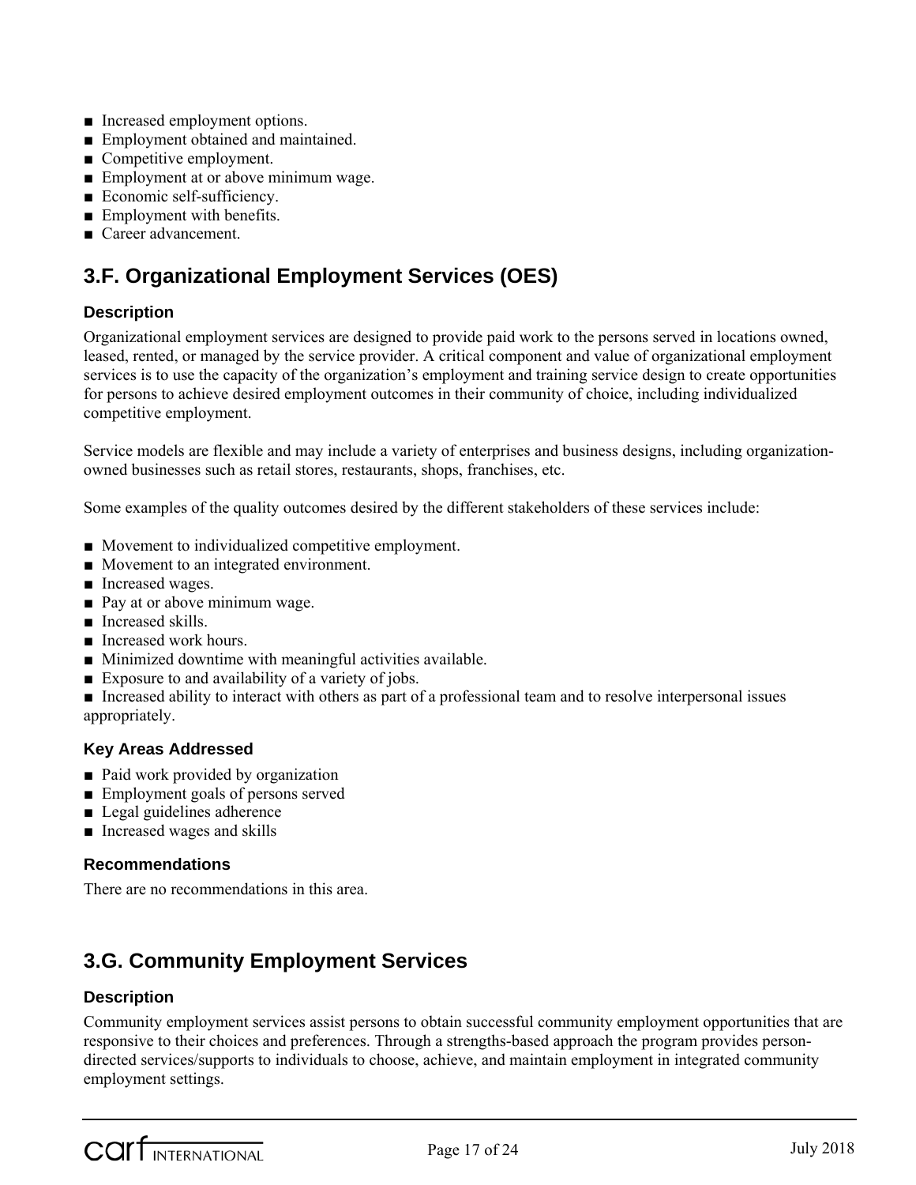- Increased employment options.
- Employment obtained and maintained.
- Competitive employment.
- Employment at or above minimum wage.
- Economic self-sufficiency.
- Employment with benefits.
- Career advancement.

## 3.F. Organizational Employment Services (OES)

### Description

Organizational employment services are designed to provide paid work to the persons served in locations owned, leased, rented, or managed by the service provider. A critical component and value of organizational employment services is to use the capacity of the organization's employment and training service design to create opportunities for persons to achieve desired employment outcomes in their community of choice, including individualized competitive employment.

Service models are flexible and may include a variety of enterprises and business designs, including organization-owned businesses such as retail stores, restaurants, shops, franchises, etc.

Some examples of the quality outcomes desired by the different stakeholders of these services include:

- Movement to individualized competitive employment.
- Movement to an integrated environment.
- Increased wages.
- Pay at or above minimum wage.
- Increased skills.
- Increased work hours.
- Minimized downtime with meaningful activities available.
- Exposure to and availability of a variety of jobs.
- Increased ability to interact with others as part of a professional team and to resolve interpersonal issues appropriately.

### Key Areas Addressed

- Paid work provided by organization
- Employment goals of persons served
- Legal guidelines adherence
- Increased wages and skills

### Recommendations

There are no recommendations in this area.

## 3.G. Community Employment Services

### Description

Community employment services assist persons to obtain successful community employment opportunities that are responsive to their choices and preferences. Through a strengths-based approach the program provides person-directed services/supports to individuals to choose, achieve, and maintain employment in integrated community employment settings.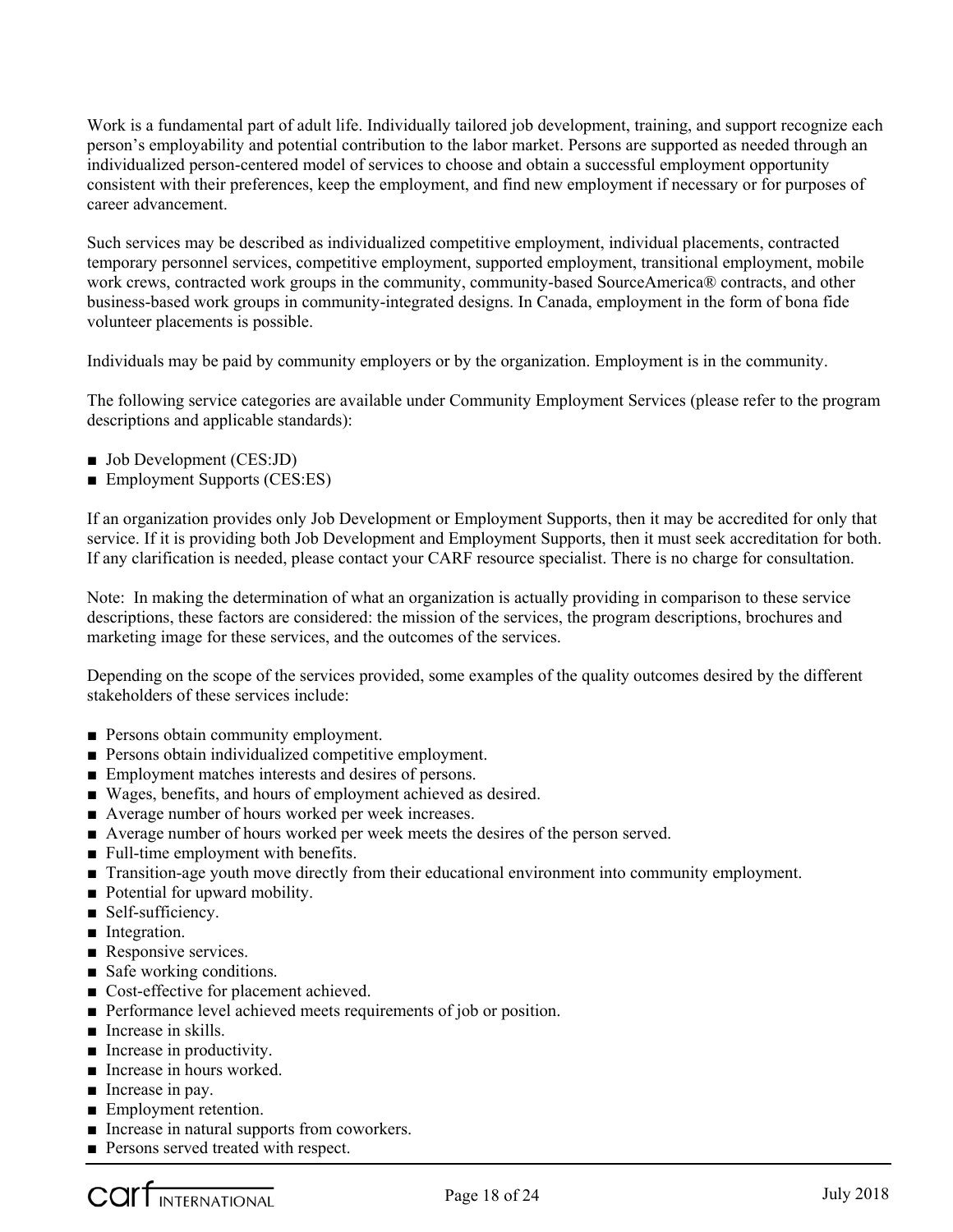Work is a fundamental part of adult life. Individually tailored job development, training, and support recognize each person's employability and potential contribution to the labor market. Persons are supported as needed through an individualized person-centered model of services to choose and obtain a successful employment opportunity consistent with their preferences, keep the employment, and find new employment if necessary or for purposes of career advancement.

Such services may be described as individualized competitive employment, individual placements, contracted temporary personnel services, competitive employment, supported employment, transitional employment, mobile work crews, contracted work groups in the community, community-based SourceAmerica® contracts, and other business-based work groups in community-integrated designs. In Canada, employment in the form of bona fide volunteer placements is possible.

Individuals may be paid by community employers or by the organization. Employment is in the community.

The following service categories are available under Community Employment Services (please refer to the program descriptions and applicable standards):

- Job Development (CES:JD)
- Employment Supports (CES:ES)

If an organization provides only Job Development or Employment Supports, then it may be accredited for only that service. If it is providing both Job Development and Employment Supports, then it must seek accreditation for both. If any clarification is needed, please contact your CARF resource specialist. There is no charge for consultation.

Note: In making the determination of what an organization is actually providing in comparison to these service descriptions, these factors are considered: the mission of the services, the program descriptions, brochures and marketing image for these services, and the outcomes of the services.

Depending on the scope of the services provided, some examples of the quality outcomes desired by the different stakeholders of these services include:

- Persons obtain community employment.
- Persons obtain individualized competitive employment.
- Employment matches interests and desires of persons.
- Wages, benefits, and hours of employment achieved as desired.
- Average number of hours worked per week increases.
- Average number of hours worked per week meets the desires of the person served.
- Full-time employment with benefits.
- Transition-age youth move directly from their educational environment into community employment.
- Potential for upward mobility.
- Self-sufficiency.
- Integration.
- Responsive services.
- Safe working conditions.
- Cost-effective for placement achieved.
- Performance level achieved meets requirements of job or position.
- Increase in skills.
- Increase in productivity.
- Increase in hours worked.
- Increase in pay.
- Employment retention.
- Increase in natural supports from coworkers.
- Persons served treated with respect.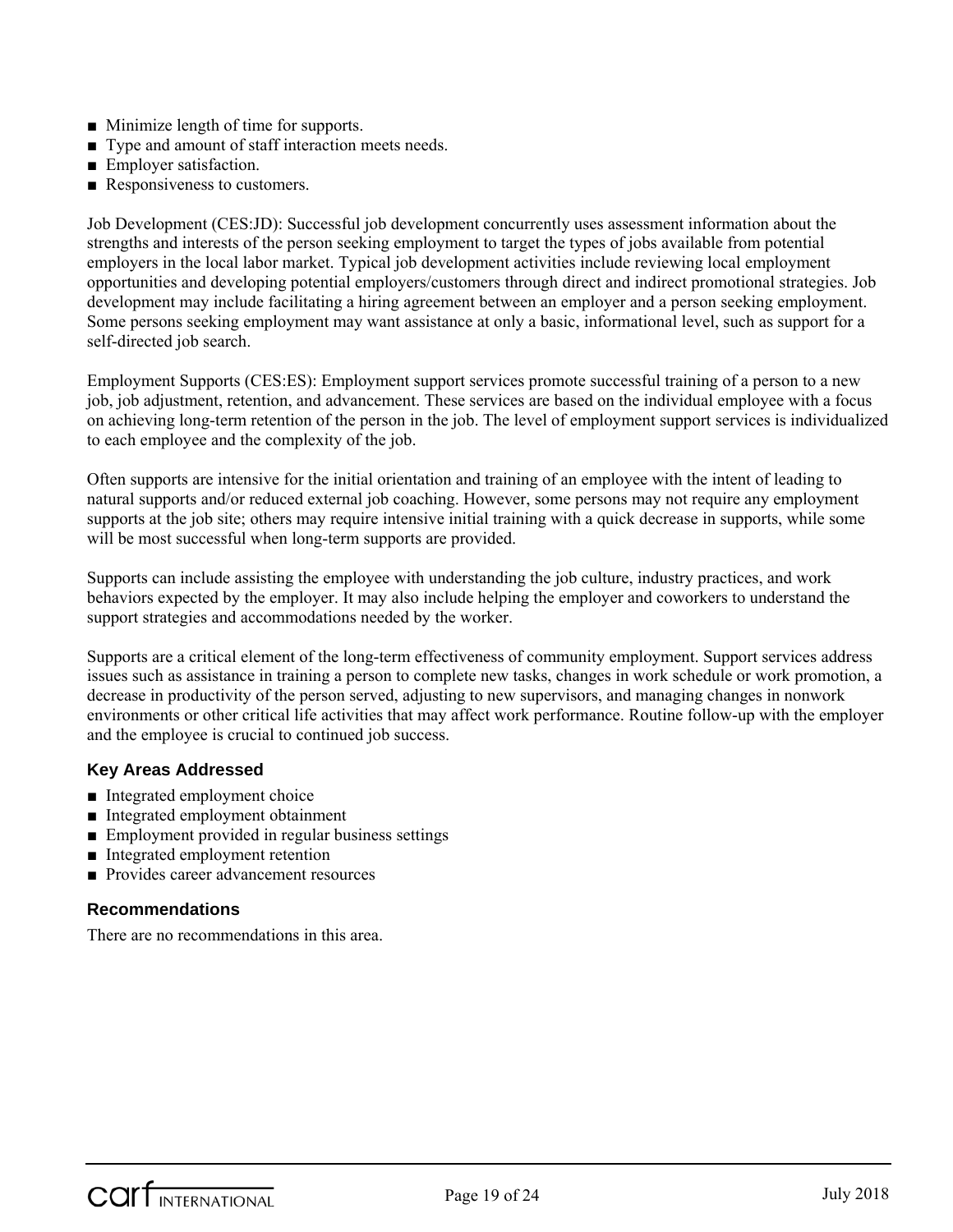- Minimize length of time for supports.
- Type and amount of staff interaction meets needs.
- Employer satisfaction.
- Responsiveness to customers.

Job Development (CES:JD): Successful job development concurrently uses assessment information about the strengths and interests of the person seeking employment to target the types of jobs available from potential employers in the local labor market. Typical job development activities include reviewing local employment opportunities and developing potential employers/customers through direct and indirect promotional strategies. Job development may include facilitating a hiring agreement between an employer and a person seeking employment. Some persons seeking employment may want assistance at only a basic, informational level, such as support for a self-directed job search.

Employment Supports (CES:ES): Employment support services promote successful training of a person to a new job, job adjustment, retention, and advancement. These services are based on the individual employee with a focus on achieving long-term retention of the person in the job. The level of employment support services is individualized to each employee and the complexity of the job.

Often supports are intensive for the initial orientation and training of an employee with the intent of leading to natural supports and/or reduced external job coaching. However, some persons may not require any employment supports at the job site; others may require intensive initial training with a quick decrease in supports, while some will be most successful when long-term supports are provided.

Supports can include assisting the employee with understanding the job culture, industry practices, and work behaviors expected by the employer. It may also include helping the employer and coworkers to understand the support strategies and accommodations needed by the worker.

Supports are a critical element of the long-term effectiveness of community employment. Support services address issues such as assistance in training a person to complete new tasks, changes in work schedule or work promotion, a decrease in productivity of the person served, adjusting to new supervisors, and managing changes in nonwork environments or other critical life activities that may affect work performance. Routine follow-up with the employer and the employee is crucial to continued job success.

### Key Areas Addressed

- Integrated employment choice
- Integrated employment obtainment
- Employment provided in regular business settings
- Integrated employment retention
- Provides career advancement resources

### Recommendations

There are no recommendations in this area.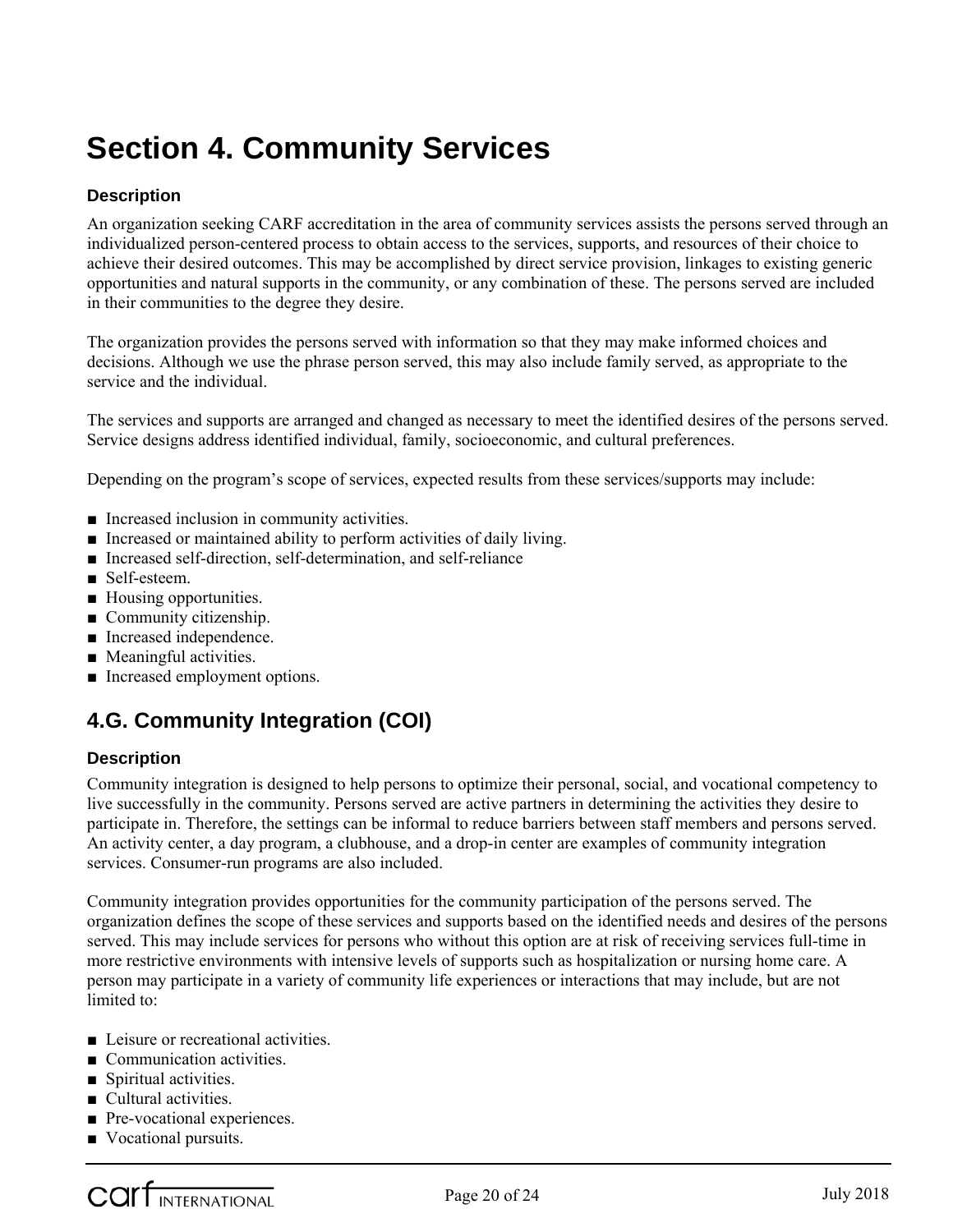# Section 4. Community Services

### Description

An organization seeking CARF accreditation in the area of community services assists the persons served through an individualized person-centered process to obtain access to the services, supports, and resources of their choice to achieve their desired outcomes. This may be accomplished by direct service provision, linkages to existing generic opportunities and natural supports in the community, or any combination of these. The persons served are included in their communities to the degree they desire.

The organization provides the persons served with information so that they may make informed choices and decisions. Although we use the phrase person served, this may also include family served, as appropriate to the service and the individual.

The services and supports are arranged and changed as necessary to meet the identified desires of the persons served. Service designs address identified individual, family, socioeconomic, and cultural preferences.

Depending on the program's scope of services, expected results from these services/supports may include:

- Increased inclusion in community activities.
- Increased or maintained ability to perform activities of daily living.
- Increased self-direction, self-determination, and self-reliance
- Self-esteem.
- Housing opportunities.
- Community citizenship.
- Increased independence.
- Meaningful activities.
- Increased employment options.

## 4.G. Community Integration (COI)

### Description

Community integration is designed to help persons to optimize their personal, social, and vocational competency to live successfully in the community. Persons served are active partners in determining the activities they desire to participate in. Therefore, the settings can be informal to reduce barriers between staff members and persons served. An activity center, a day program, a clubhouse, and a drop-in center are examples of community integration services. Consumer-run programs are also included.

Community integration provides opportunities for the community participation of the persons served. The organization defines the scope of these services and supports based on the identified needs and desires of the persons served. This may include services for persons who without this option are at risk of receiving services full-time in more restrictive environments with intensive levels of supports such as hospitalization or nursing home care. A person may participate in a variety of community life experiences or interactions that may include, but are not limited to:

- Leisure or recreational activities.
- Communication activities.
- Spiritual activities.
- Cultural activities.
- Pre-vocational experiences.
- Vocational pursuits.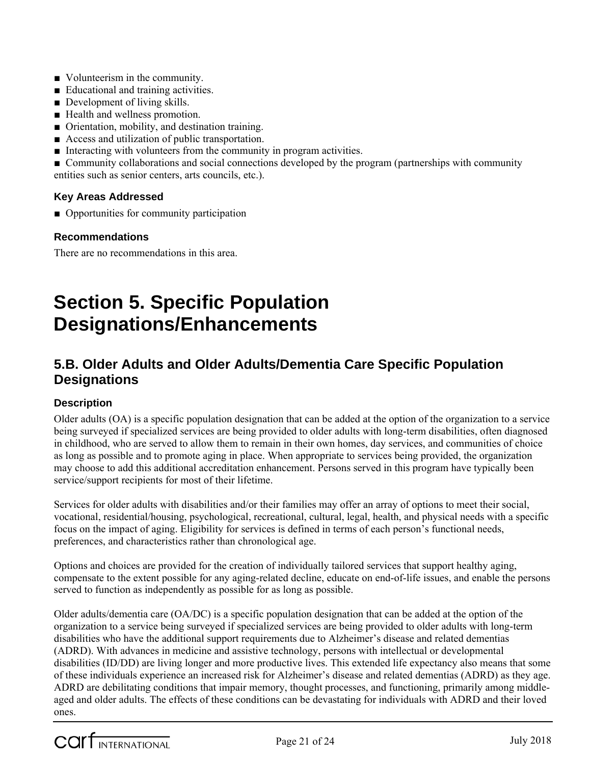- Volunteerism in the community.
- Educational and training activities.
- Development of living skills.
- Health and wellness promotion.
- Orientation, mobility, and destination training.
- Access and utilization of public transportation.
- Interacting with volunteers from the community in program activities.
- Community collaborations and social connections developed by the program (partnerships with community entities such as senior centers, arts councils, etc.).

### Key Areas Addressed

- Opportunities for community participation

### Recommendations

There are no recommendations in this area.

# Section 5. Specific Population Designations/Enhancements

## 5.B. Older Adults and Older Adults/Dementia Care Specific Population Designations

### Description

Older adults (OA) is a specific population designation that can be added at the option of the organization to a service being surveyed if specialized services are being provided to older adults with long-term disabilities, often diagnosed in childhood, who are served to allow them to remain in their own homes, day services, and communities of choice as long as possible and to promote aging in place. When appropriate to services being provided, the organization may choose to add this additional accreditation enhancement. Persons served in this program have typically been service/support recipients for most of their lifetime.

Services for older adults with disabilities and/or their families may offer an array of options to meet their social, vocational, residential/housing, psychological, recreational, cultural, legal, health, and physical needs with a specific focus on the impact of aging. Eligibility for services is defined in terms of each person's functional needs, preferences, and characteristics rather than chronological age.

Options and choices are provided for the creation of individually tailored services that support healthy aging, compensate to the extent possible for any aging-related decline, educate on end-of-life issues, and enable the persons served to function as independently as possible for as long as possible.

Older adults/dementia care (OA/DC) is a specific population designation that can be added at the option of the organization to a service being surveyed if specialized services are being provided to older adults with long-term disabilities who have the additional support requirements due to Alzheimer's disease and related dementias (ADRD). With advances in medicine and assistive technology, persons with intellectual or developmental disabilities (ID/DD) are living longer and more productive lives. This extended life expectancy also means that some of these individuals experience an increased risk for Alzheimer's disease and related dementias (ADRD) as they age. ADRD are debilitating conditions that impair memory, thought processes, and functioning, primarily among middle-aged and older adults. The effects of these conditions can be devastating for individuals with ADRD and their loved ones.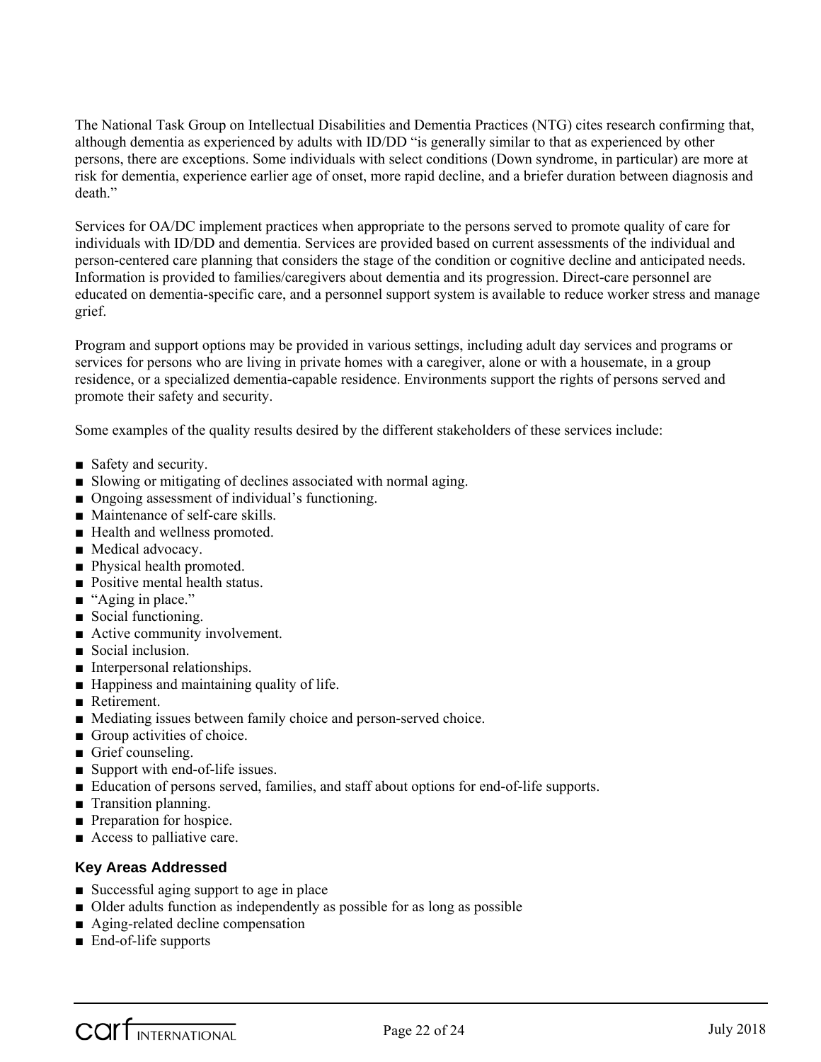The National Task Group on Intellectual Disabilities and Dementia Practices (NTG) cites research confirming that, although dementia as experienced by adults with ID/DD "is generally similar to that as experienced by other persons, there are exceptions. Some individuals with select conditions (Down syndrome, in particular) are more at risk for dementia, experience earlier age of onset, more rapid decline, and a briefer duration between diagnosis and death."

Services for OA/DC implement practices when appropriate to the persons served to promote quality of care for individuals with ID/DD and dementia. Services are provided based on current assessments of the individual and person-centered care planning that considers the stage of the condition or cognitive decline and anticipated needs. Information is provided to families/caregivers about dementia and its progression. Direct-care personnel are educated on dementia-specific care, and a personnel support system is available to reduce worker stress and manage grief.

Program and support options may be provided in various settings, including adult day services and programs or services for persons who are living in private homes with a caregiver, alone or with a housemate, in a group residence, or a specialized dementia-capable residence. Environments support the rights of persons served and promote their safety and security.

Some examples of the quality results desired by the different stakeholders of these services include:

- Safety and security.
- Slowing or mitigating of declines associated with normal aging.
- Ongoing assessment of individual's functioning.
- Maintenance of self-care skills.
- Health and wellness promoted.
- Medical advocacy.
- Physical health promoted.
- Positive mental health status.
- "Aging in place."
- Social functioning.
- Active community involvement.
- Social inclusion.
- Interpersonal relationships.
- Happiness and maintaining quality of life.
- Retirement.
- Mediating issues between family choice and person-served choice.
- Group activities of choice.
- Grief counseling.
- Support with end-of-life issues.
- Education of persons served, families, and staff about options for end-of-life supports.
- Transition planning.
- Preparation for hospice.
- Access to palliative care.

### Key Areas Addressed

- Successful aging support to age in place
- Older adults function as independently as possible for as long as possible
- Aging-related decline compensation
- End-of-life supports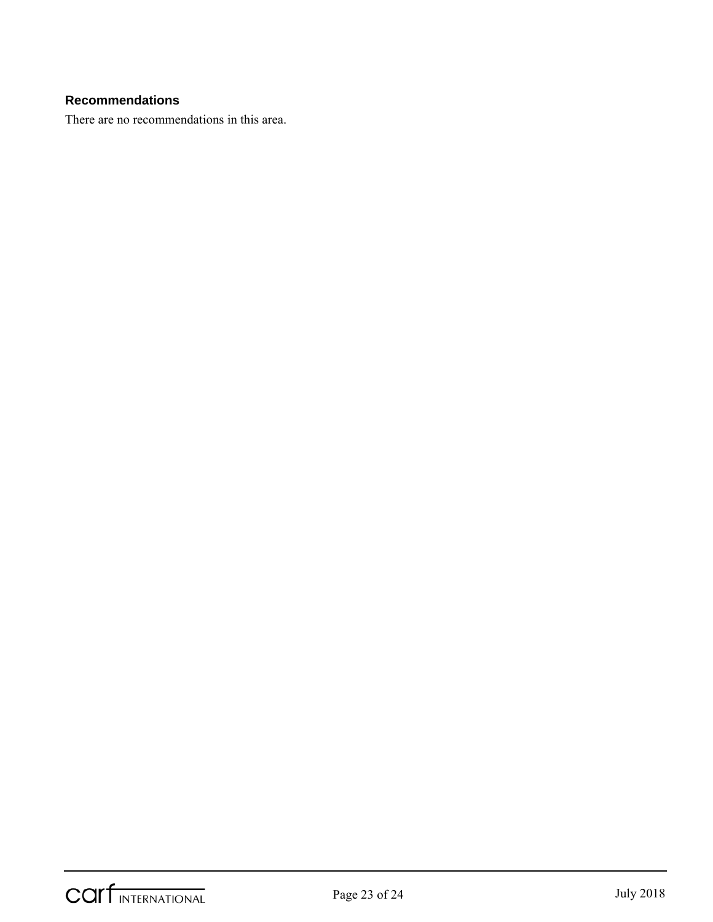**Recommendations**

There are no recommendations in this area.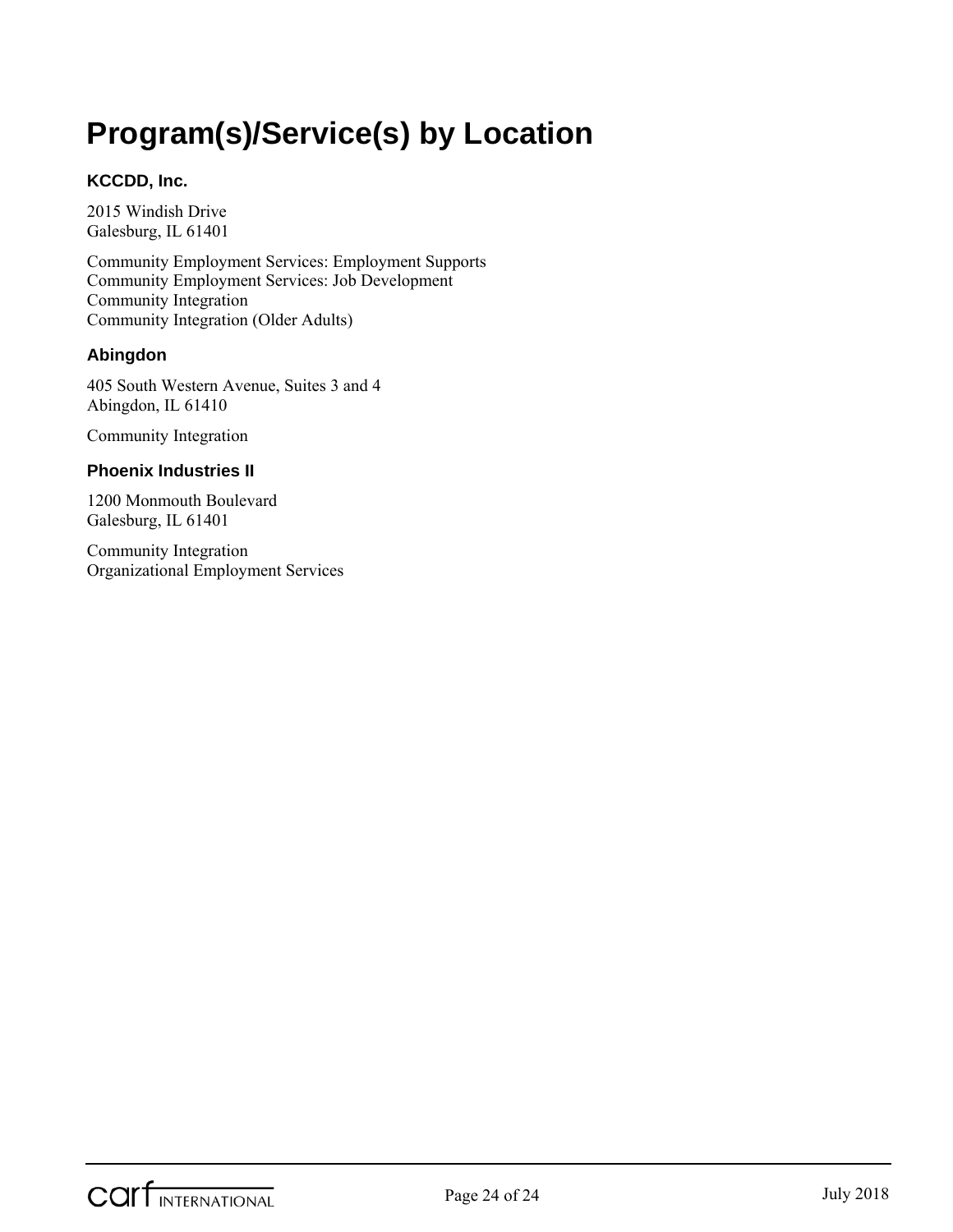# Program(s)/Service(s) by Location

### KCCDD, Inc.

2015 Windish Drive
Galesburg, IL 61401

Community Employment Services: Employment Supports
Community Employment Services: Job Development
Community Integration
Community Integration (Older Adults)

### Abingdon

405 South Western Avenue, Suites 3 and 4
Abingdon, IL 61410

Community Integration

### Phoenix Industries II

1200 Monmouth Boulevard
Galesburg, IL 61401

Community Integration
Organizational Employment Services